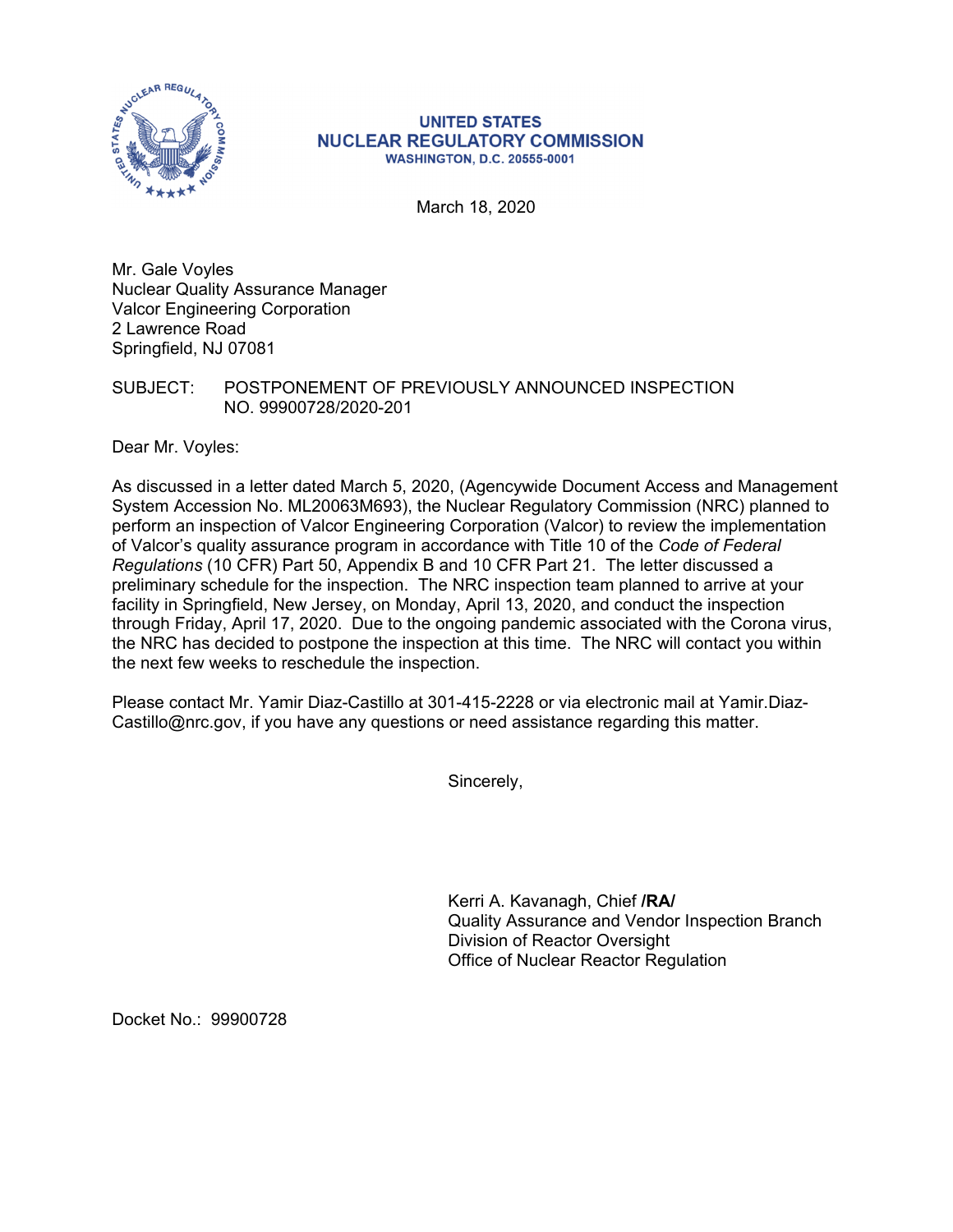**UNITED STATES**
**NUCLEAR REGULATORY COMMISSION**
**WASHINGTON, D.C. 20555-0001**

March 18, 2020

Mr. Gale Voyles
Nuclear Quality Assurance Manager
Valcor Engineering Corporation
2 Lawrence Road
Springfield, NJ 07081

SUBJECT: POSTPONEMENT OF PREVIOUSLY ANNOUNCED INSPECTION NO. 99900728/2020-201

Dear Mr. Voyles:

As discussed in a letter dated March 5, 2020, (Agencywide Document Access and Management System Accession No. ML20063M693), the Nuclear Regulatory Commission (NRC) planned to perform an inspection of Valcor Engineering Corporation (Valcor) to review the implementation of Valcor's quality assurance program in accordance with Title 10 of the *Code of Federal Regulations* (10 CFR) Part 50, Appendix B and 10 CFR Part 21. The letter discussed a preliminary schedule for the inspection. The NRC inspection team planned to arrive at your facility in Springfield, New Jersey, on Monday, April 13, 2020, and conduct the inspection through Friday, April 17, 2020. Due to the ongoing pandemic associated with the Corona virus, the NRC has decided to postpone the inspection at this time. The NRC will contact you within the next few weeks to reschedule the inspection.

Please contact Mr. Yamir Diaz-Castillo at 301-415-2228 or via electronic mail at Yamir.Diaz-Castillo@nrc.gov, if you have any questions or need assistance regarding this matter.

Sincerely,

Kerri A. Kavanagh, Chief **/RA/**
Quality Assurance and Vendor Inspection Branch
Division of Reactor Oversight
Office of Nuclear Reactor Regulation

Docket No.: 99900728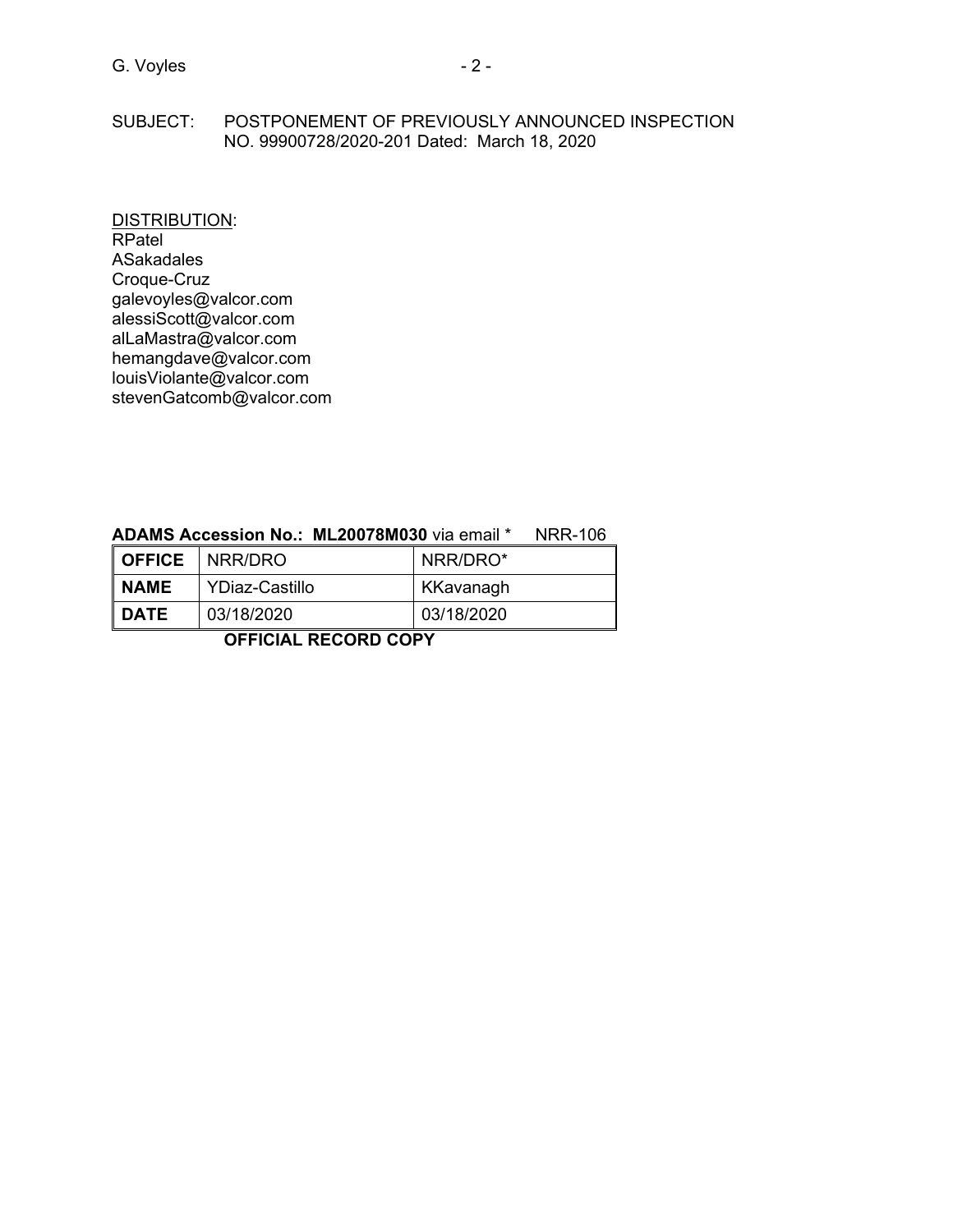SUBJECT: POSTPONEMENT OF PREVIOUSLY ANNOUNCED INSPECTION NO. 99900728/2020-201 Dated: March 18, 2020

DISTRIBUTION:
RPatel
ASakadales
Croque-Cruz
galevoyles@valcor.com
alessiScott@valcor.com
alLaMastra@valcor.com
hemangdave@valcor.com
louisViolante@valcor.com
stevenGatcomb@valcor.com

**ADAMS Accession No.: ML20078M030** via email * NRR-106

| | | |
|---|---|---|
| **OFFICE** | NRR/DRO | NRR/DRO* |
| **NAME** | YDiaz-Castillo | KKavanagh |
| **DATE** | 03/18/2020 | 03/18/2020 |

**OFFICIAL RECORD COPY**